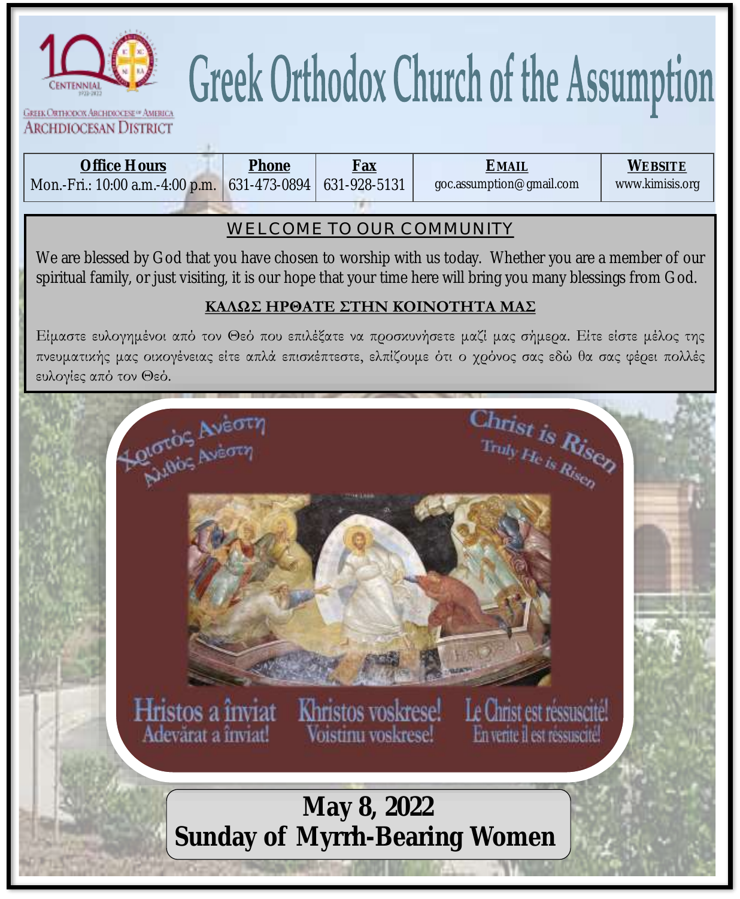# Greek Orthodox Church of the Assumption

| Office Hours | Phone | Fax | Email | Website |
|---|---|---|---|---|
| Mon.-Fri.: 10:00 a.m.-4:00 p.m. | 631-473-0894 | 631-928-5131 | goc.assumption@gmail.com | www.kimisis.org |

## WELCOME TO OUR COMMUNITY

We are blessed by God that you have chosen to worship with us today. Whether you are a member of our spiritual family, or just visiting, it is our hope that your time here will bring you many blessings from God.

## ΚΑΛΩΣ ΗΡΘΑΤΕ ΣΤΗΝ ΚΟΙΝΟΤΗΤΑ ΜΑΣ

Είμαστε ευλογημένοι από τον Θεό που επιλέξατε να προσκυνήσετε μαζί μας σήμερα. Είτε είστε μέλος της πνευματικής μας οικογένειας είτε απλά επισκέπτεστε, ελπίζουμε ότι ο χρόνος σας εδώ θα σας φέρει πολλές ευλογίες από τον Θεό.

Χριστός Ανέστη
Αληθώς Ανέστη

Christ is Risen
Truly He is Risen

Hristos a înviat
Adevărat a înviat!

Khristos voskrese!
Voistinu voskrese!

Le Christ est réssuscité!
En verite il est réssuscité!

**May 8, 2022**
**Sunday of Myrrh-Bearing Women**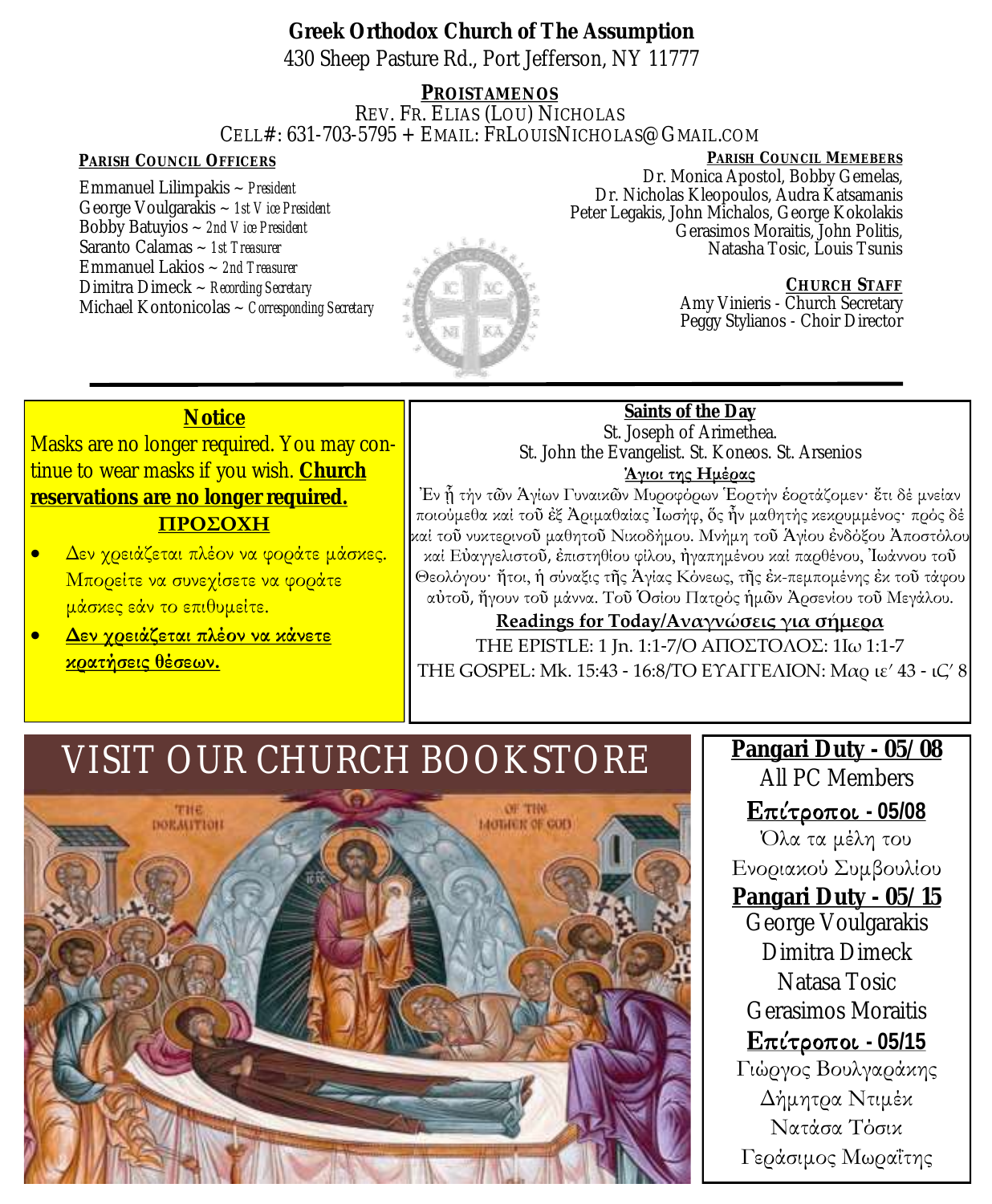**Greek Orthodox Church of The Assumption**
430 Sheep Pasture Rd., Port Jefferson, NY 11777

**PROISTAMENOS**
REV. FR. ELIAS (LOU) NICHOLAS
CELL#: 631-703-5795 + EMAIL: FRLOUISNICHOLAS@GMAIL.COM

**PARISH COUNCIL OFFICERS**

Emmanuel Lilimpakis ~ *President*
George Voulgarakis ~ *1st Vice President*
Bobby Batuyios ~ *2nd Vice President*
Saranto Calamas ~ *1st Treasurer*
Emmanuel Lakios ~ *2nd Treasurer*
Dimitra Dimeck ~ *Recording Secretary*
Michael Kontonicolas ~ *Corresponding Secretary*

**PARISH COUNCIL MEMEBERS**

Dr. Monica Apostol, Bobby Gemelas, Dr. Nicholas Kleopoulos, Audra Katsamanis, Peter Legakis, John Michalos, George Kokolakis, Gerasimos Moraitis, John Politis, Natasha Tosic, Louis Tsunis

**CHURCH STAFF**

Amy Vinieris - Church Secretary
Peggy Stylianos - Choir Director

---

**Notice**

Masks are no longer required. You may continue to wear masks if you wish. **Church reservations are no longer required.**

**ΠΡΟΣΟΧΗ**

- Δεν χρειάζεται πλέον να φοράτε μάσκες. Μπορείτε να συνεχίσετε να φοράτε μάσκες εάν το επιθυμείτε.
- **Δεν χρειάζεται πλέον να κάνετε κρατήσεις θέσεων.**

**Saints of the Day**

St. Joseph of Arimethea.
St. John the Evangelist. St. Koneos. St. Arsenios

**Άγιοι της Ημέρας**

Ἐν ᾗ τὴν τῶν Ἁγίων Γυναικῶν Μυροφόρων Ἑορτὴν ἑορτάζομεν· ἔτι δὲ μνείαν ποιούμεθα καὶ τοῦ ἐξ Ἀριμαθαίας Ἰωσήφ, ὅς ἦν μαθητὴς κεκρυμμένος· πρὸς δὲ καὶ τοῦ νυκτερινοῦ μαθητοῦ Νικοδήμου. Μνήμη τοῦ Ἁγίου ἐνδόξου Ἀποστόλου καὶ Εὐαγγελιστοῦ, ἐπιστηθίου φίλου, ἠγαπημένου καὶ παρθένου, Ἰωάννου τοῦ Θεολόγου· ἤτοι, ἡ σύναξις τῆς Ἁγίας Κόνεως, τῆς ἐκ-πεμπομένης ἐκ τοῦ τάφου αὐτοῦ, ἤγουν τοῦ μάννα. Τοῦ Ὁσίου Πατρὸς ἡμῶν Ἀρσενίου τοῦ Μεγάλου.

**Readings for Today/Αναγνώσεις για σήμερα**

THE EPISTLE: 1 Jn. 1:1-7/Ο ΑΠΟΣΤΟΛΟΣ: 1Ιω 1:1-7
THE GOSPEL: Mk. 15:43 - 16:8/ΤΟ ΕΥΑΓΓΕΛΙΟΝ: Μαρ ιε′ 43 - ιϚ′ 8

## VISIT OUR CHURCH BOOKSTORE

**Pangari Duty - 05/08**
All PC Members

**Επίτροποι - 05/08**
Όλα τα μέλη του Ενοριακού Συμβουλίου

**Pangari Duty - 05/15**
George Voulgarakis
Dimitra Dimeck
Natasa Tosic
Gerasimos Moraitis

**Επίτροποι - 05/15**
Γιώργος Βουλγαράκης
Δήμητρα Ντιμέκ
Νατάσα Τόσικ
Γεράσιμος Μωραΐτης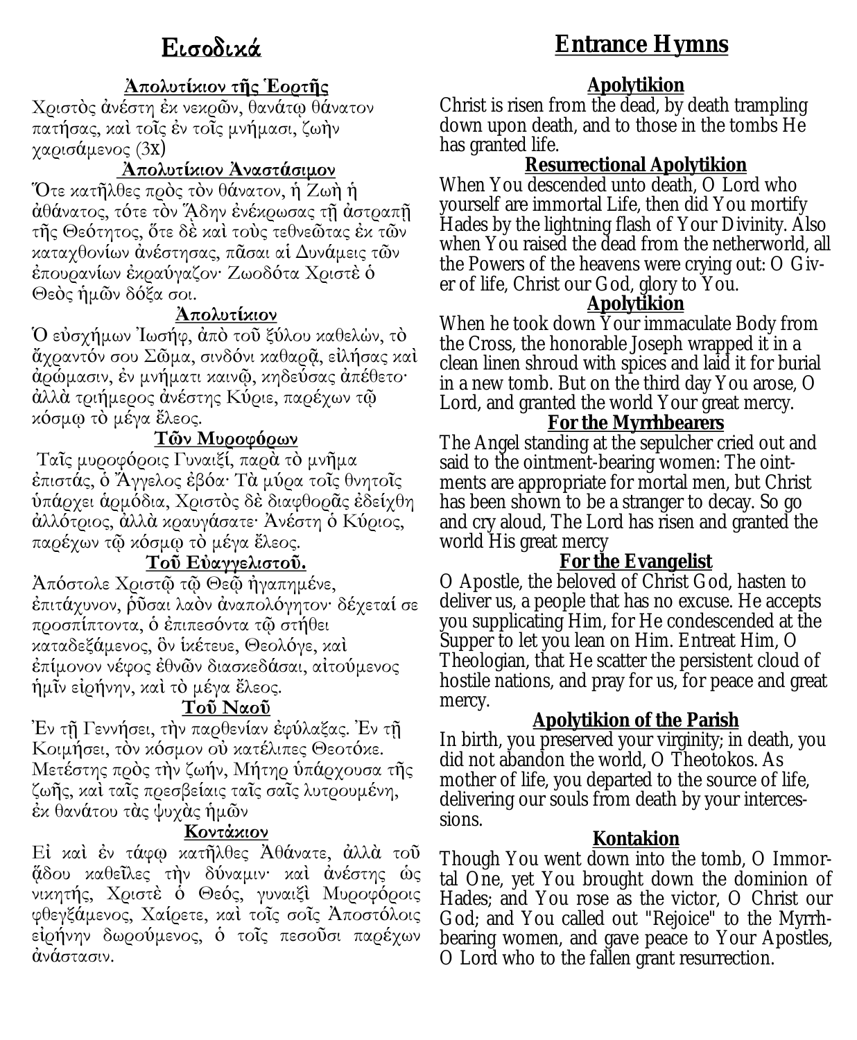# Εισοδικά

## Ἀπολυτίκιον τῆς Ἑορτῆς

Χριστὸς ἀνέστη ἐκ νεκρῶν, θανάτῳ θάνατον πατήσας, καὶ τοῖς ἐν τοῖς μνήμασι, ζωὴν χαρισάμενος (3x)

## Ἀπολυτίκιον Ἀναστάσιμον

Ὅτε κατῆλθες πρὸς τὸν θάνατον, ἡ Ζωὴ ἡ ἀθάνατος, τότε τὸν Ἅδην ἐνέκρωσας τῇ ἀστραπῇ τῆς Θεότητος, ὅτε δὲ καὶ τοὺς τεθνεῶτας ἐκ τῶν καταχθονίων ἀνέστησας, πᾶσαι αἱ Δυνάμεις τῶν ἐπουρανίων ἐκραύγαζον· Ζωοδότα Χριστὲ ὁ Θεὸς ἡμῶν δόξα σοι.

## Ἀπολυτίκιον

Ὁ εὐσχήμων Ἰωσήφ, ἀπὸ τοῦ ξύλου καθελών, τὸ ἄχραντόν σου Σῶμα, σινδόνι καθαρᾷ, εἰλήσας καὶ ἀρώμασιν, ἐν μνήματι καινῷ, κηδεύσας ἀπέθετο· ἀλλὰ τριήμερος ἀνέστης Κύριε, παρέχων τῷ κόσμῳ τὸ μέγα ἔλεος.

## Τῶν Μυροφόρων

Ταῖς μυροφόροις Γυναιξί, παρὰ τὸ μνῆμα ἐπιστάς, ὁ Ἄγγελος ἐβόα· Τὰ μύρα τοῖς θνητοῖς ὑπάρχει ἁρμόδια, Χριστὸς δὲ διαφθορᾶς ἐδείχθη ἀλλότριος, ἀλλὰ κραυγάσατε· Ἀνέστη ὁ Κύριος, παρέχων τῷ κόσμῳ τὸ μέγα ἔλεος.

## Τοῦ Εὐαγγελιστοῦ.

Ἀπόστολε Χριστῷ τῷ Θεῷ ἠγαπημένε, ἐπιτάχυνον, ῥῦσαι λαὸν ἀναπολόγητον· δέχεταί σε προσπίπτοντα, ὁ ἐπιπεσόντα τῷ στήθει καταδεξάμενος, ὃν ἱκέτευε, Θεολόγε, καὶ ἐπίμονον νέφος ἐθνῶν διασκεδάσαι, αἰτούμενος ἡμῖν εἰρήνην, καὶ τὸ μέγα ἔλεος.

## Τοῦ Ναοῦ

Ἐν τῇ Γεννήσει, τὴν παρθενίαν ἐφύλαξας. Ἐν τῇ Κοιμήσει, τὸν κόσμον οὐ κατέλιπες Θεοτόκε. Μετέστης πρὸς τὴν ζωήν, Μήτηρ ὑπάρχουσα τῆς ζωῆς, καὶ ταῖς πρεσβείαις ταῖς σαῖς λυτρουμένη, ἐκ θανάτου τὰς ψυχὰς ἡμῶν

## Κοντάκιον

Εἰ καὶ ἐν τάφῳ κατῆλθες Ἀθάνατε, ἀλλὰ τοῦ ᾅδου καθεῖλες τὴν δύναμιν· καὶ ἀνέστης ὡς νικητής, Χριστὲ ὁ Θεός, γυναιξὶ Μυροφόροις φθεγξάμενος, Χαίρετε, καὶ τοῖς σοῖς Ἀποστόλοις εἰρήνην δωρούμενος, ὁ τοῖς πεσοῦσι παρέχων ἀνάστασιν.

# Entrance Hymns

## Apolytikion

Christ is risen from the dead, by death trampling down upon death, and to those in the tombs He has granted life.

## Resurrectional Apolytikion

When You descended unto death, O Lord who yourself are immortal Life, then did You mortify Hades by the lightning flash of Your Divinity. Also when You raised the dead from the netherworld, all the Powers of the heavens were crying out: O Giver of life, Christ our God, glory to You.

## Apolytikion

When he took down Your immaculate Body from the Cross, the honorable Joseph wrapped it in a clean linen shroud with spices and laid it for burial in a new tomb. But on the third day You arose, O Lord, and granted the world Your great mercy.

## For the Myrrhbearers

The Angel standing at the sepulcher cried out and said to the ointment-bearing women: The ointments are appropriate for mortal men, but Christ has been shown to be a stranger to decay. So go and cry aloud, The Lord has risen and granted the world His great mercy

## For the Evangelist

O Apostle, the beloved of Christ God, hasten to deliver us, a people that has no excuse. He accepts you supplicating Him, for He condescended at the Supper to let you lean on Him. Entreat Him, O Theologian, that He scatter the persistent cloud of hostile nations, and pray for us, for peace and great mercy.

## Apolytikion of the Parish

In birth, you preserved your virginity; in death, you did not abandon the world, O Theotokos. As mother of life, you departed to the source of life, delivering our souls from death by your intercessions.

## Kontakion

Though You went down into the tomb, O Immortal One, yet You brought down the dominion of Hades; and You rose as the victor, O Christ our God; and You called out "Rejoice" to the Myrrh-bearing women, and gave peace to Your Apostles, O Lord who to the fallen grant resurrection.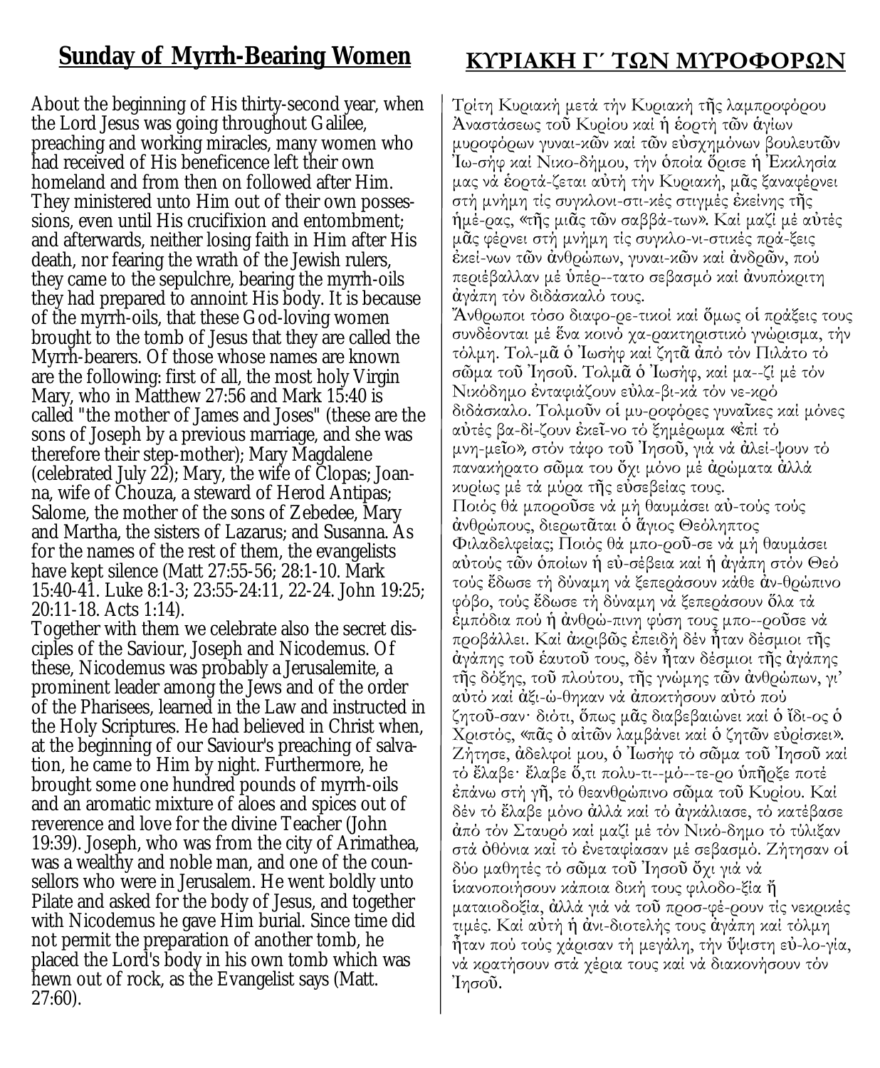## Sunday of Myrrh-Bearing Women

About the beginning of His thirty-second year, when the Lord Jesus was going throughout Galilee, preaching and working miracles, many women who had received of His beneficence left their own homeland and from then on followed after Him. They ministered unto Him out of their own possessions, even until His crucifixion and entombment; and afterwards, neither losing faith in Him after His death, nor fearing the wrath of the Jewish rulers, they came to the sepulchre, bearing the myrrh-oils they had prepared to annoint His body. It is because of the myrrh-oils, that these God-loving women brought to the tomb of Jesus that they are called the Myrrh-bearers. Of those whose names are known are the following: first of all, the most holy Virgin Mary, who in Matthew 27:56 and Mark 15:40 is called "the mother of James and Joses" (these are the sons of Joseph by a previous marriage, and she was therefore their step-mother); Mary Magdalene (celebrated July 22); Mary, the wife of Clopas; Joanna, wife of Chouza, a steward of Herod Antipas; Salome, the mother of the sons of Zebedee, Mary and Martha, the sisters of Lazarus; and Susanna. As for the names of the rest of them, the evangelists have kept silence (Matt 27:55-56; 28:1-10. Mark 15:40-41. Luke 8:1-3; 23:55-24:11, 22-24. John 19:25; 20:11-18. Acts 1:14).

Together with them we celebrate also the secret disciples of the Saviour, Joseph and Nicodemus. Of these, Nicodemus was probably a Jerusalemite, a prominent leader among the Jews and of the order of the Pharisees, learned in the Law and instructed in the Holy Scriptures. He had believed in Christ when, at the beginning of our Saviour's preaching of salvation, he came to Him by night. Furthermore, he brought some one hundred pounds of myrrh-oils and an aromatic mixture of aloes and spices out of reverence and love for the divine Teacher (John 19:39). Joseph, who was from the city of Arimathea, was a wealthy and noble man, and one of the counsellors who were in Jerusalem. He went boldly unto Pilate and asked for the body of Jesus, and together with Nicodemus he gave Him burial. Since time did not permit the preparation of another tomb, he placed the Lord's body in his own tomb which was hewn out of rock, as the Evangelist says (Matt. 27:60).

## ΚΥΡΙΑΚΗ Γ΄ ΤΩΝ ΜΥΡΟΦΟΡΩΝ

Τρίτη Κυριακή μετά τήν Κυριακή τῆς λαμπροφόρου Ἀναστάσεως τοῦ Κυρίου καί ἡ ἑορτή τῶν ἁγίων μυροφόρων γυναι-κῶν καί τῶν εὐσχημόνων βουλευτῶν Ἰω-σήφ καί Νικο-δήμου, τήν ὁποία ὅρισε ἡ Ἐκκλησία μας νά ἑορτά-ζεται αὐτή τήν Κυριακή, μᾶς ξαναφέρνει στή μνήμη τίς συγκλονι-στι-κές στιγμές ἐκείνης τῆς ἡμέ-ρας, «τῆς μιᾶς τῶν σαββά-των». Καί μαζί μέ αὐτές μᾶς φέρνει στή μνήμη τίς συγκλο-νι-στικές πρά-ξεις ἐκεί-νων τῶν ἀνθρώπων, γυναι-κῶν καί ἀνδρῶν, πού περιέβαλλαν μέ ὑπέρ--τατο σεβασμό καί ἀνυπόκριτη ἀγάπη τόν διδάσκαλό τους.

Ἄνθρωποι τόσο διαφο-ρε-τικοί καί ὅμως οἱ πράξεις τους συνδέονται μέ ἕνα κοινό χα-ρακτηριστικό γνώρισμα, τήν τόλμη. Τολ-μᾶ ὁ Ἰωσήφ καί ζητᾶ ἀπό τόν Πιλάτο τό σῶμα τοῦ Ἰησοῦ. Τολμᾶ ὁ Ἰωσήφ, καί μα--ζί μέ τόν Νικόδημο ἐνταφιάζουν εὐλα-βι-κά τόν νε-κρό διδάσκαλο. Τολμοῦν οἱ μυ-ροφόρες γυναῖκες καί μόνες αὐτές βα-δί-ζουν ἐκεῖ-νο τό ξημέρωμα «ἐπί τό μνη-μεῖο», στόν τάφο τοῦ Ἰησοῦ, γιά νά ἀλεί-ψουν τό πανακήρατο σῶμα του ὄχι μόνο μέ ἀρώματα ἀλλά κυρίως μέ τά μύρα τῆς εὐσεβείας τους.

Ποιός θά μποροῦσε νά μή θαυμάσει αὐ-τούς τούς ἀνθρώπους, διερωτᾶται ὁ ἅγιος Θεόληπτος Φιλαδελφείας; Ποιός θά μπο-ροῦ-σε νά μή θαυμάσει αὐτούς τῶν ὁποίων ἡ εὐ-σέβεια καί ἡ ἀγάπη στόν Θεό τούς ἔδωσε τή δύναμη νά ξεπεράσουν κάθε ἀν-θρώπινο φόβο, τούς ἔδωσε τή δύναμη νά ξεπεράσουν ὅλα τά ἐμπόδια πού ἡ ἀνθρώ-πινη φύση τους μπο--ροῦσε νά προβάλλει. Καί ἀκριβῶς ἐπειδή δέν ἦταν δέσμιοι τῆς ἀγάπης τοῦ ἑαυτοῦ τους, δέν ἦταν δέσμιοι τῆς ἀγάπης τῆς δόξης, τοῦ πλούτου, τῆς γνώμης τῶν ἀνθρώπων, γι' αὐτό καί ἀξι-ώ-θηκαν νά ἀποκτήσουν αὐτό πού ζητοῦ-σαν· διότι, ὅπως μᾶς διαβεβαιώνει καί ὁ ἴδι-ος ὁ Χριστός, «πᾶς ὁ αἰτῶν λαμβάνει καί ὁ ζητῶν εὑρίσκει». Ζήτησε, ἀδελφοί μου, ὁ Ἰωσήφ τό σῶμα τοῦ Ἰησοῦ καί τό ἔλαβε· ἔλαβε ὅ,τι πολυ-τι--μό--τε-ρο ὑπῆρξε ποτέ ἐπάνω στή γῆ, τό θεανθρώπινο σῶμα τοῦ Κυρίου. Καί δέν τό ἔλαβε μόνο ἀλλά καί τό ἀγκάλιασε, τό κατέβασε ἀπό τόν Σταυρό καί μαζί μέ τόν Νικό-δημο τό τύλιξαν στά ὀθόνια καί τό ἐνεταφίασαν μέ σεβασμό. Ζήτησαν οἱ δύο μαθητές τό σῶμα τοῦ Ἰησοῦ ὄχι γιά νά ἱκανοποιήσουν κάποια δική τους φιλοδο-ξία ἤ ματαιοδοξία, ἀλλά γιά νά τοῦ προσ-φέ-ρουν τίς νεκρικές τιμές. Καί αὐτή ἡ ἀνι-διοτελής τους ἀγάπη καί τόλμη ἦταν πού τούς χάρισαν τή μεγάλη, τήν ὕψιστη εὐ-λο-γία, νά κρατήσουν στά χέρια τους καί νά διακονήσουν τόν Ἰησοῦ.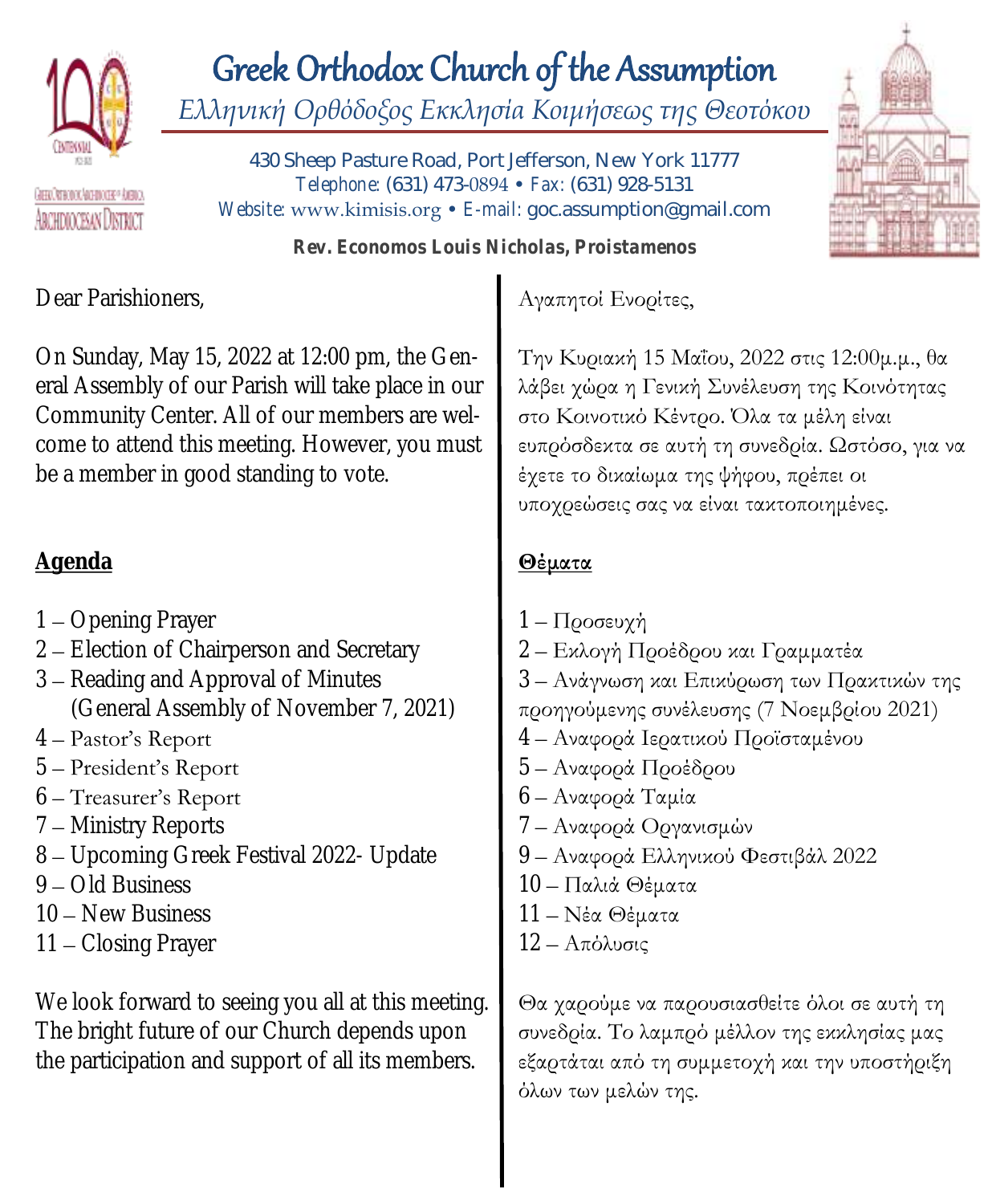# Greek Orthodox Church of the Assumption

*Ελληνική Ορθόδοξος Εκκλησία Κοιμήσεως της Θεοτόκου*

430 Sheep Pasture Road, Port Jefferson, New York 11777
*Telephone:* (631) 473-0894 • *Fax:* (631) 928-5131
*Website:* www.kimisis.org • *E-mail:* goc.assumption@gmail.com

**Rev. Economos Louis Nicholas, Proistamenos**

Dear Parishioners,

On Sunday, May 15, 2022 at 12:00 pm, the General Assembly of our Parish will take place in our Community Center. All of our members are welcome to attend this meeting. However, you must be a member in good standing to vote.

**Agenda**

1 – Opening Prayer
2 – Election of Chairperson and Secretary
3 – Reading and Approval of Minutes
(General Assembly of November 7, 2021)
4 – Pastor's Report
5 – President's Report
6 – Treasurer's Report
7 – Ministry Reports
8 – Upcoming Greek Festival 2022- Update
9 – Old Business
10 – New Business
11 – Closing Prayer

We look forward to seeing you all at this meeting. The bright future of our Church depends upon the participation and support of all its members.

Αγαπητοί Ενορίτες,

Την Κυριακή 15 Μαΐου, 2022 στις 12:00μ.μ., θα λάβει χώρα η Γενική Συνέλευση της Κοινότητας στο Κοινοτικό Κέντρο. Όλα τα μέλη είναι ευπρόσδεκτα σε αυτή τη συνεδρία. Ωστόσο, για να έχετε το δικαίωμα της ψήφου, πρέπει οι υποχρεώσεις σας να είναι τακτοποιημένες.

**Θέματα**

1 – Προσευχή
2 – Εκλογή Προέδρου και Γραμματέα
3 – Ανάγνωση και Επικύρωση των Πρακτικών της προηγούμενης συνέλευσης (7 Νοεμβρίου 2021)
4 – Αναφορά Ιερατικού Προϊσταμένου
5 – Αναφορά Προέδρου
6 – Αναφορά Ταμία
7 – Αναφορά Οργανισμών
9 – Αναφορά Ελληνικού Φεστιβάλ 2022
10 – Παλιά Θέματα
11 – Νέα Θέματα
12 – Απόλυσις

Θα χαρούμε να παρουσιασθείτε όλοι σε αυτή τη συνεδρία. Το λαμπρό μέλλον της εκκλησίας μας εξαρτάται από τη συμμετοχή και την υποστήριξη όλων των μελών της.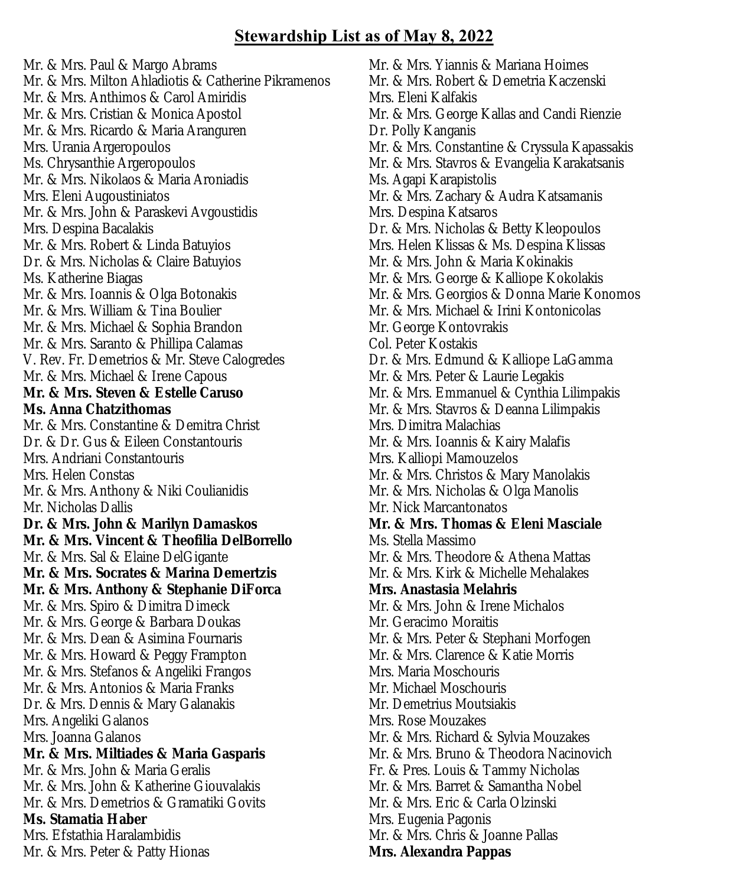# Stewardship List as of May 8, 2022

Mr. & Mrs. Paul & Margo Abrams
Mr. & Mrs. Milton Ahladiotis & Catherine Pikramenos
Mr. & Mrs. Anthimos & Carol Amiridis
Mr. & Mrs. Cristian & Monica Apostol
Mr. & Mrs. Ricardo & Maria Aranguren
Mrs. Urania Argeropoulos
Ms. Chrysanthie Argeropoulos
Mr. & Mrs. Nikolaos & Maria Aroniadis
Mrs. Eleni Augoustiniatos
Mr. & Mrs. John & Paraskevi Avgoustidis
Mrs. Despina Bacalakis
Mr. & Mrs. Robert & Linda Batuyios
Dr. & Mrs. Nicholas & Claire Batuyios
Ms. Katherine Biagas
Mr. & Mrs. Ioannis & Olga Botonakis
Mr. & Mrs. William & Tina Boulier
Mr. & Mrs. Michael & Sophia Brandon
Mr. & Mrs. Saranto & Phillipa Calamas
V. Rev. Fr. Demetrios & Mr. Steve Calogredes
Mr. & Mrs. Michael & Irene Capous
**Mr. & Mrs. Steven & Estelle Caruso**
**Ms. Anna Chatzithomas**
Mr. & Mrs. Constantine & Demitra Christ
Dr. & Dr. Gus & Eileen Constantouris
Mrs. Andriani Constantouris
Mrs. Helen Constas
Mr. & Mrs. Anthony & Niki Coulianidis
Mr. Nicholas Dallis
**Dr. & Mrs. John & Marilyn Damaskos**
**Mr. & Mrs. Vincent & Theofilia DelBorrello**
Mr. & Mrs. Sal & Elaine DelGigante
**Mr. & Mrs. Socrates & Marina Demertzis**
**Mr. & Mrs. Anthony & Stephanie DiForca**
Mr. & Mrs. Spiro & Dimitra Dimeck
Mr. & Mrs. George & Barbara Doukas
Mr. & Mrs. Dean & Asimina Fournaris
Mr. & Mrs. Howard & Peggy Frampton
Mr. & Mrs. Stefanos & Angeliki Frangos
Mr. & Mrs. Antonios & Maria Franks
Dr. & Mrs. Dennis & Mary Galanakis
Mrs. Angeliki Galanos
Mrs. Joanna Galanos
**Mr. & Mrs. Miltiades & Maria Gasparis**
Mr. & Mrs. John & Maria Geralis
Mr. & Mrs. John & Katherine Giouvalakis
Mr. & Mrs. Demetrios & Gramatiki Govits
**Ms. Stamatia Haber**
Mrs. Efstathia Haralambidis
Mr. & Mrs. Peter & Patty Hionas
Mr. & Mrs. Yiannis & Mariana Hoimes
Mr. & Mrs. Robert & Demetria Kaczenski
Mrs. Eleni Kalfakis
Mr. & Mrs. George Kallas and Candi Rienzie
Dr. Polly Kanganis
Mr. & Mrs. Constantine & Cryssula Kapassakis
Mr. & Mrs. Stavros & Evangelia Karakatsanis
Ms. Agapi Karapistolis
Mr. & Mrs. Zachary & Audra Katsamanis
Mrs. Despina Katsaros
Dr. & Mrs. Nicholas & Betty Kleopoulos
Mrs. Helen Klissas & Ms. Despina Klissas
Mr. & Mrs. John & Maria Kokinakis
Mr. & Mrs. George & Kalliope Kokolakis
Mr. & Mrs. Georgios & Donna Marie Konomos
Mr. & Mrs. Michael & Irini Kontonicolas
Mr. George Kontovrakis
Col. Peter Kostakis
Dr. & Mrs. Edmund & Kalliope LaGamma
Mr. & Mrs. Peter & Laurie Legakis
Mr. & Mrs. Emmanuel & Cynthia Lilimpakis
Mr. & Mrs. Stavros & Deanna Lilimpakis
Mrs. Dimitra Malachias
Mr. & Mrs. Ioannis & Kairy Malafis
Mrs. Kalliopi Mamouzelos
Mr. & Mrs. Christos & Mary Manolakis
Mr. & Mrs. Nicholas & Olga Manolis
Mr. Nick Marcantonatos
**Mr. & Mrs. Thomas & Eleni Masciale**
Ms. Stella Massimo
Mr. & Mrs. Theodore & Athena Mattas
Mr. & Mrs. Kirk & Michelle Mehalakes
**Mrs. Anastasia Melahris**
Mr. & Mrs. John & Irene Michalos
Mr. Geracimo Moraitis
Mr. & Mrs. Peter & Stephani Morfogen
Mr. & Mrs. Clarence & Katie Morris
Mrs. Maria Moschouris
Mr. Michael Moschouris
Mr. Demetrius Moutsiakis
Mrs. Rose Mouzakes
Mr. & Mrs. Richard & Sylvia Mouzakes
Mr. & Mrs. Bruno & Theodora Nacinovich
Fr. & Pres. Louis & Tammy Nicholas
Mr. & Mrs. Barret & Samantha Nobel
Mr. & Mrs. Eric & Carla Olzinski
Mrs. Eugenia Pagonis
Mr. & Mrs. Chris & Joanne Pallas
**Mrs. Alexandra Pappas**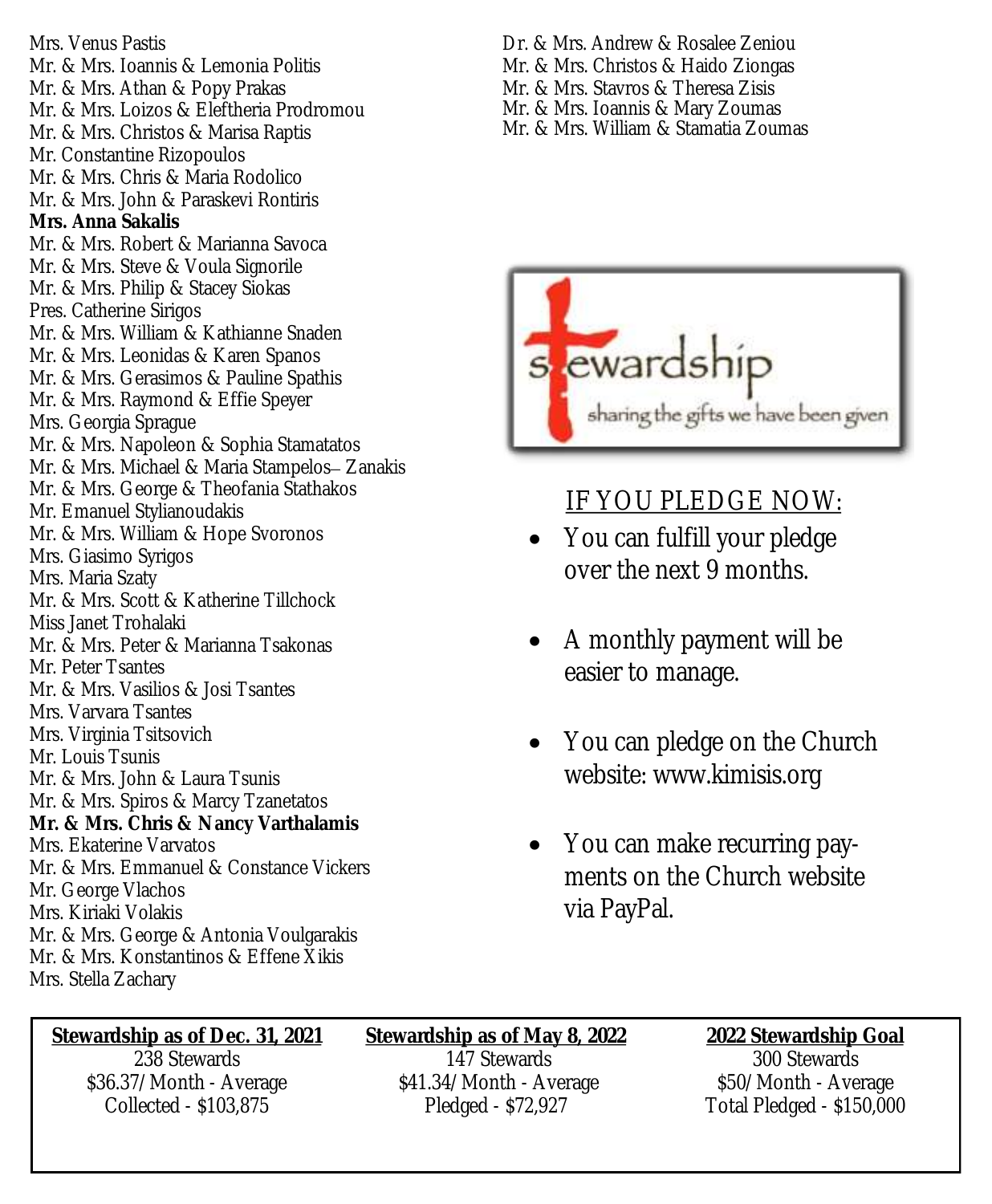Mrs. Venus Pastis
Mr. & Mrs. Ioannis & Lemonia Politis
Mr. & Mrs. Athan & Popy Prakas
Mr. & Mrs. Loizos & Eleftheria Prodromou
Mr. & Mrs. Christos & Marisa Raptis
Mr. Constantine Rizopoulos
Mr. & Mrs. Chris & Maria Rodolico
Mr. & Mrs. John & Paraskevi Rontiris
**Mrs. Anna Sakalis**
Mr. & Mrs. Robert & Marianna Savoca
Mr. & Mrs. Steve & Voula Signorile
Mr. & Mrs. Philip & Stacey Siokas
Pres. Catherine Sirigos
Mr. & Mrs. William & Kathianne Snaden
Mr. & Mrs. Leonidas & Karen Spanos
Mr. & Mrs. Gerasimos & Pauline Spathis
Mr. & Mrs. Raymond & Effie Speyer
Mrs. Georgia Sprague
Mr. & Mrs. Napoleon & Sophia Stamatatos
Mr. & Mrs. Michael & Maria Stampelos– Zanakis
Mr. & Mrs. George & Theofania Stathakos
Mr. Emanuel Stylianoudakis
Mr. & Mrs. William & Hope Svoronos
Mrs. Giasimo Syrigos
Mrs. Maria Szaty
Mr. & Mrs. Scott & Katherine Tillchock
Miss Janet Trohalaki
Mr. & Mrs. Peter & Marianna Tsakonas
Mr. Peter Tsantes
Mr. & Mrs. Vasilios & Josi Tsantes
Mrs. Varvara Tsantes
Mrs. Virginia Tsitsovich
Mr. Louis Tsunis
Mr. & Mrs. John & Laura Tsunis
Mr. & Mrs. Spiros & Marcy Tzanetatos
**Mr. & Mrs. Chris & Nancy Varthalamis**
Mrs. Ekaterine Varvatos
Mr. & Mrs. Emmanuel & Constance Vickers
Mr. George Vlachos
Mrs. Kiriaki Volakis
Mr. & Mrs. George & Antonia Voulgarakis
Mr. & Mrs. Konstantinos & Effene Xikis
Mrs. Stella Zachary
Dr. & Mrs. Andrew & Rosalee Zeniou
Mr. & Mrs. Christos & Haido Ziongas
Mr. & Mrs. Stavros & Theresa Zisis
Mr. & Mrs. Ioannis & Mary Zoumas
Mr. & Mrs. William & Stamatia Zoumas

stewardship
sharing the gifts we have been given

IF YOU PLEDGE NOW:

- You can fulfill your pledge over the next 9 months.
- A monthly payment will be easier to manage.
- You can pledge on the Church website: www.kimisis.org
- You can make recurring payments on the Church website via PayPal.

| Stewardship as of Dec. 31, 2021 | Stewardship as of May 8, 2022 | 2022 Stewardship Goal |
|---|---|---|
| 238 Stewards | 147 Stewards | 300 Stewards |
| $36.37/Month - Average | $41.34/Month - Average | $50/Month - Average |
| Collected - $103,875 | Pledged - $72,927 | Total Pledged - $150,000 |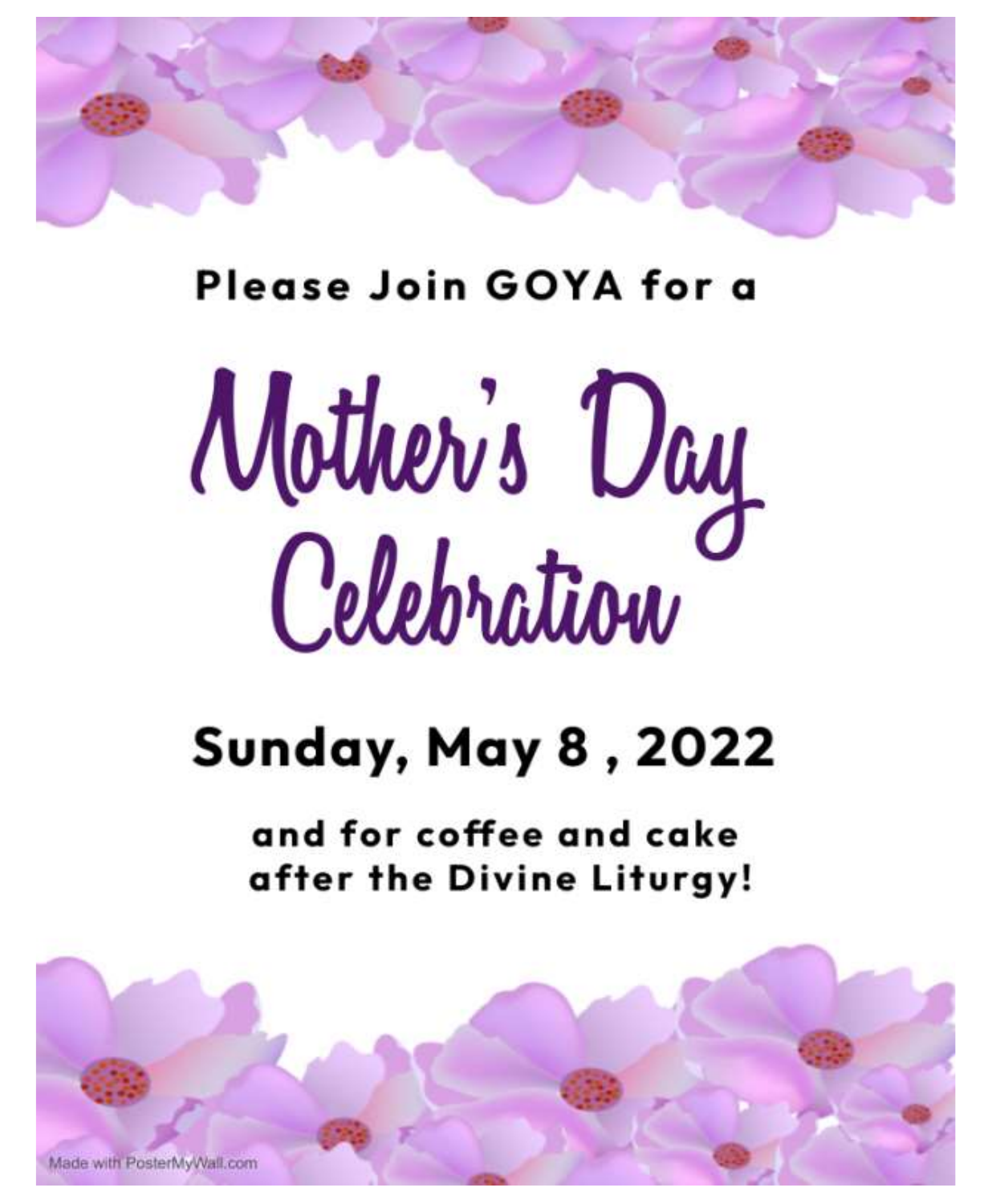Please Join GOYA for a

# Mother's Day Celebration

## Sunday, May 8 , 2022

and for coffee and cake after the Divine Liturgy!

Made with PosterMyWall.com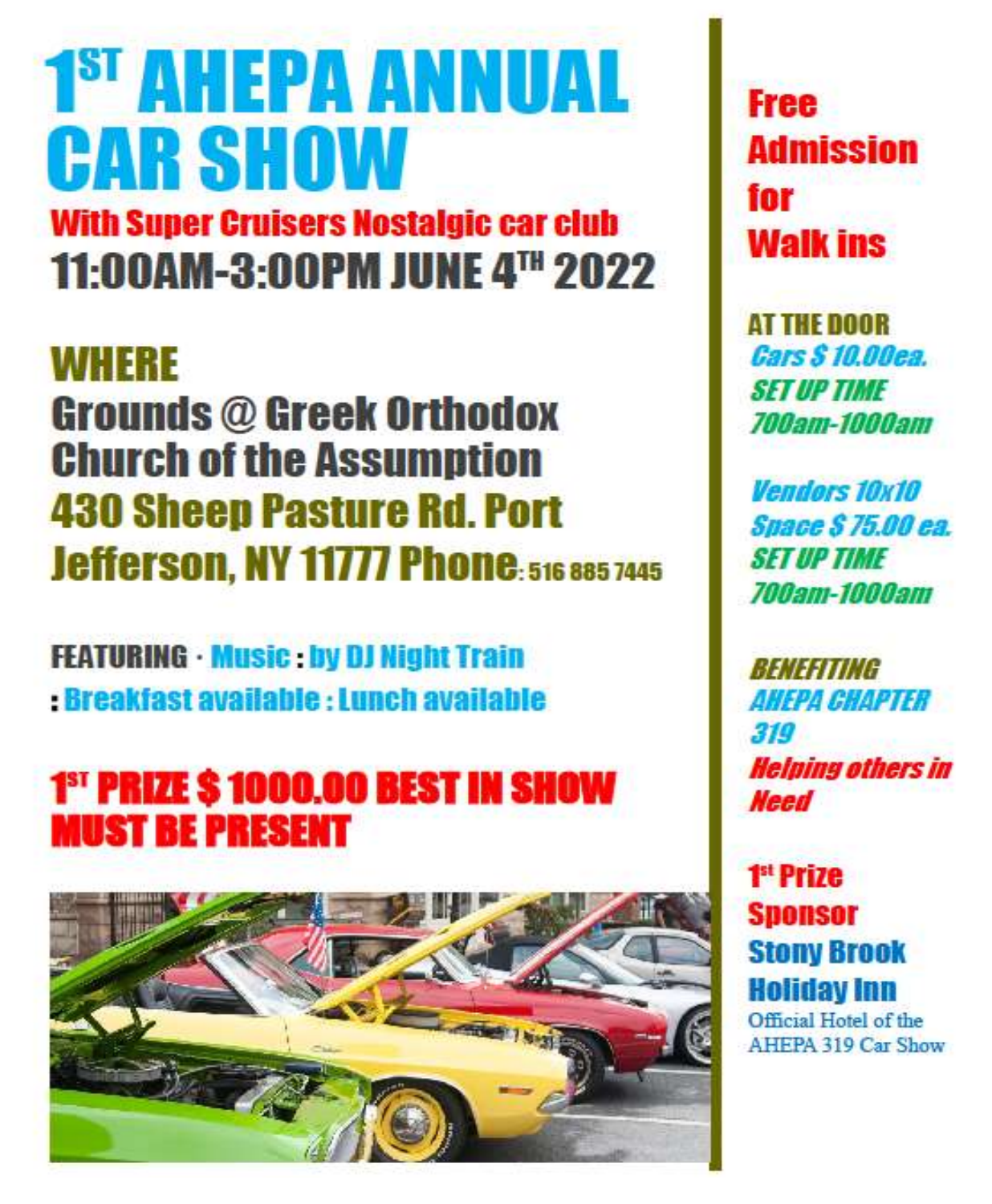# 1ST AHEPA ANNUAL CAR SHOW

**With Super Cruisers Nostalgic car club**

**11:00AM-3:00PM JUNE 4TH 2022**

## WHERE

**Grounds @ Greek Orthodox Church of the Assumption**

**430 Sheep Pasture Rd. Port Jefferson, NY 11777 Phone: 516 885 7445**

**FEATURING · Music : by DJ Night Train : Breakfast available : Lunch available**

## 1ST PRIZE $ 1000.00 BEST IN SHOW MUST BE PRESENT

**Free Admission for Walk ins**

**AT THE DOOR**

***Cars $ 10.00ea.***

***SET UP TIME 700am-1000am***

***Vendors 10x10 Space $ 75.00 ea.***

***SET UP TIME 700am-1000am***

***BENEFITING AHEPA CHAPTER 319***

***Helping others in Need***

**1st Prize Sponsor**

**Stony Brook Holiday Inn**

Official Hotel of the AHEPA 319 Car Show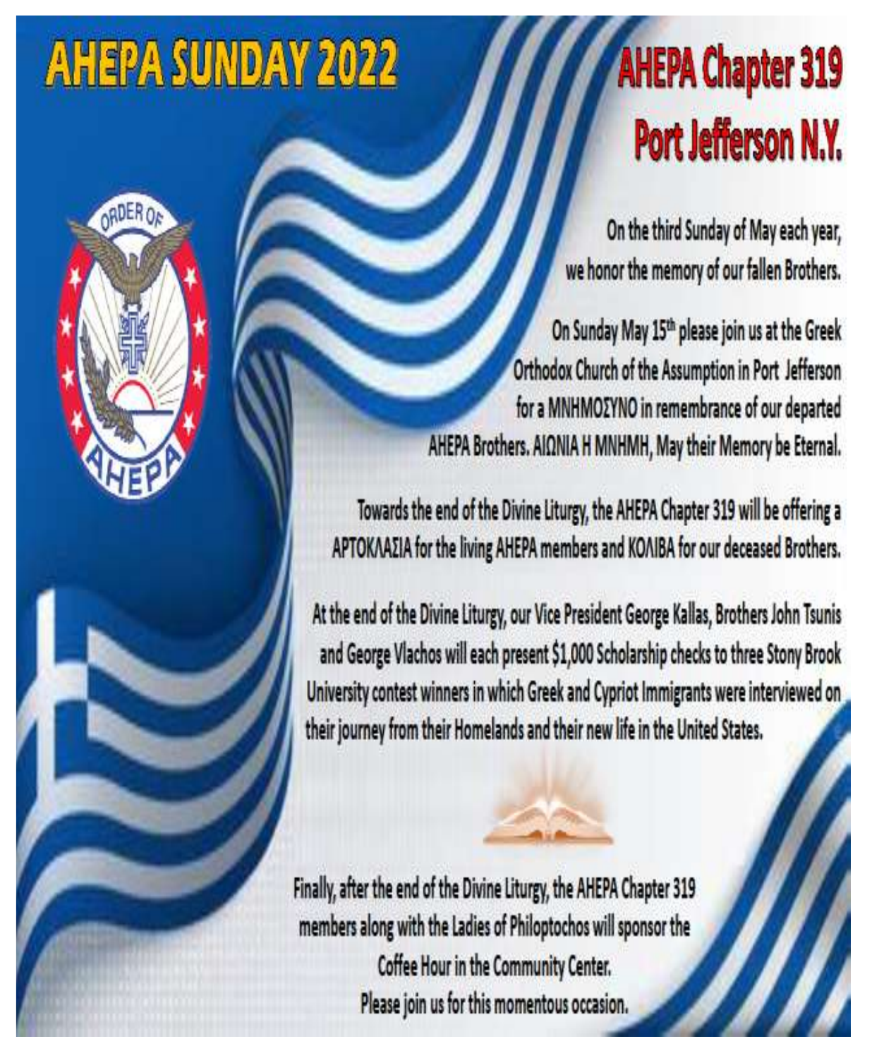# AHEPA SUNDAY 2022

## AHEPA Chapter 319 Port Jefferson N.Y.

On the third Sunday of May each year, we honor the memory of our fallen Brothers.

On Sunday May 15th please join us at the Greek Orthodox Church of the Assumption in Port Jefferson for a ΜΝΗΜΟΣΥΝΟ in remembrance of our departed AHEPA Brothers. ΑΙΩΝΙΑ Η ΜΝΗΜΗ, May their Memory be Eternal.

Towards the end of the Divine Liturgy, the AHEPA Chapter 319 will be offering a ΑΡΤΟΚΛΑΣΙΑ for the living AHEPA members and ΚΟΛΙΒΑ for our deceased Brothers.

At the end of the Divine Liturgy, our Vice President George Kallas, Brothers John Tsunis and George Vlachos will each present $1,000 Scholarship checks to three Stony Brook University contest winners in which Greek and Cypriot Immigrants were interviewed on their journey from their Homelands and their new life in the United States.

Finally, after the end of the Divine Liturgy, the AHEPA Chapter 319 members along with the Ladies of Philoptochos will sponsor the Coffee Hour in the Community Center.

Please join us for this momentous occasion.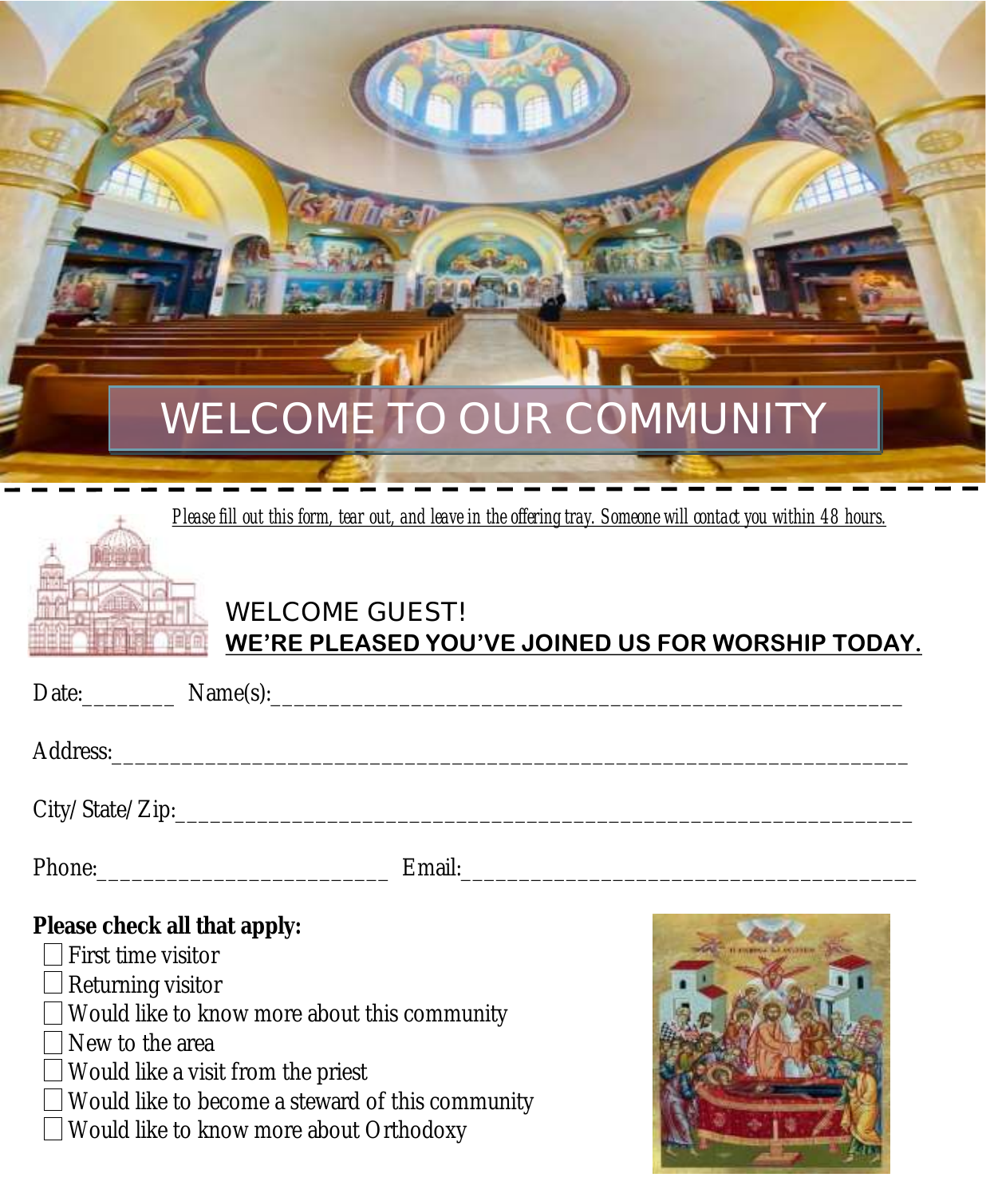# WELCOME TO OUR COMMUNITY

*Please fill out this form, tear out, and leave in the offering tray. Someone will contact you within 48 hours.*

## WELCOME GUEST!

**WE'RE PLEASED YOU'VE JOINED US FOR WORSHIP TODAY.**

Date:________ Name(s):________________________________________________________

Address:_____________________________________________________________________

City/State/Zip:_______________________________________________________________

Phone:__________________________ Email:_______________________________________

**Please check all that apply:**

- ☐ First time visitor
- ☐ Returning visitor
- ☐ Would like to know more about this community
- ☐ New to the area
- ☐ Would like a visit from the priest
- ☐ Would like to become a steward of this community
- ☐ Would like to know more about Orthodoxy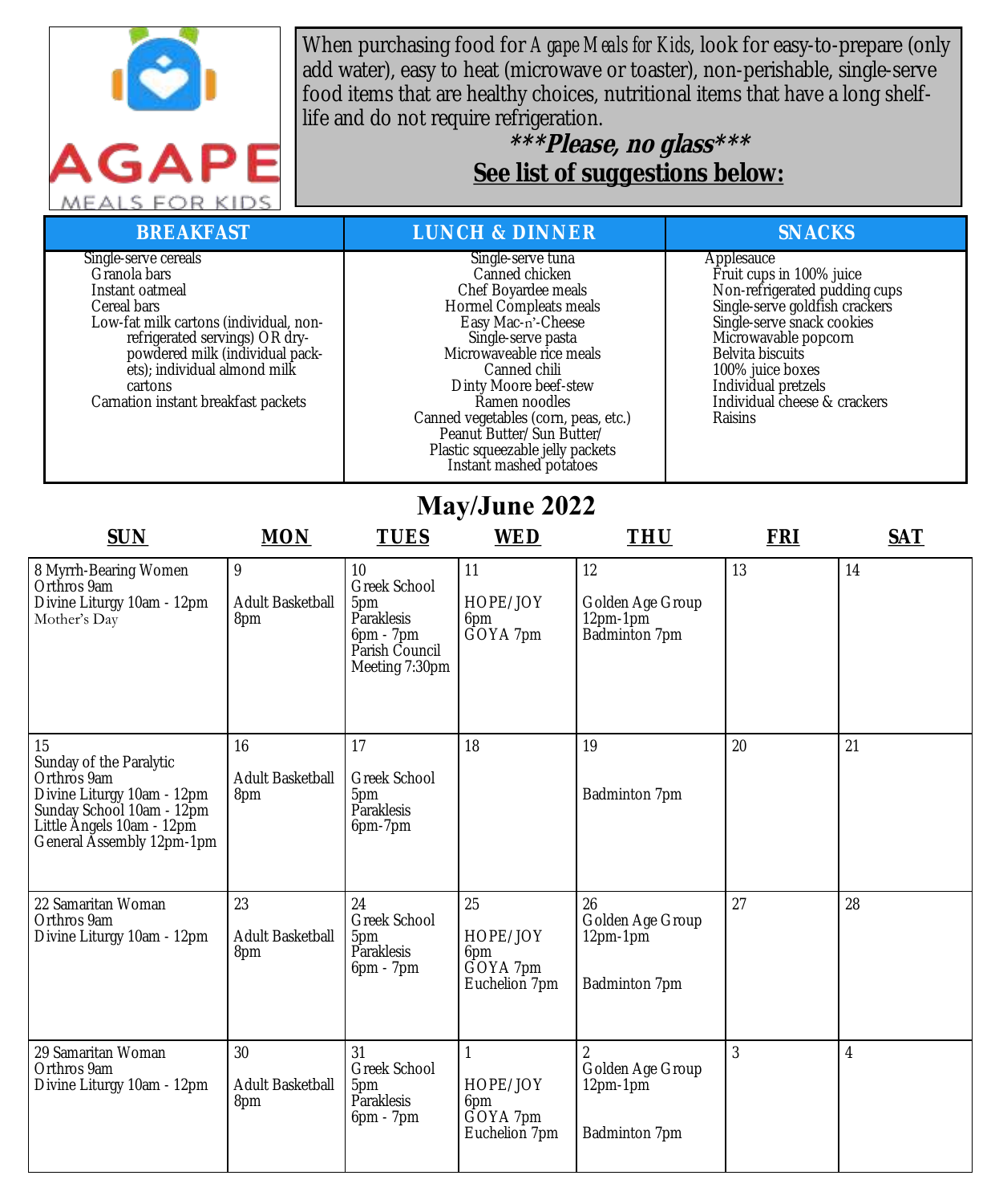AGAPE
MEALS FOR KIDS

When purchasing food for *Agape Meals for Kids*, look for easy-to-prepare (only add water), easy to heat (microwave or toaster), non-perishable, single-serve food items that are healthy choices, nutritional items that have a long shelf-life and do not require refrigeration.

***\*\*\*Please, no glass\*\*\****

**See list of suggestions below:**

| BREAKFAST | LUNCH & DINNER | SNACKS |
|---|---|---|
| Single-serve cereals<br>Granola bars<br>Instant oatmeal<br>Cereal bars<br>Low-fat milk cartons (individual, non-refrigerated servings) OR dry-powdered milk (individual packets); individual almond milk cartons<br>Carnation instant breakfast packets | Single-serve tuna<br>Canned chicken<br>Chef Boyardee meals<br>Hormel Compleats meals<br>Easy Mac-n'-Cheese<br>Single-serve pasta<br>Microwaveable rice meals<br>Canned chili<br>Dinty Moore beef-stew<br>Ramen noodles<br>Canned vegetables (corn, peas, etc.)<br>Peanut Butter/ Sun Butter/<br>Plastic squeezable jelly packets<br>Instant mashed potatoes | Applesauce<br>Fruit cups in 100% juice<br>Non-refrigerated pudding cups<br>Single-serve goldfish crackers<br>Single-serve snack cookies<br>Microwavable popcorn<br>Belvita biscuits<br>100% juice boxes<br>Individual pretzels<br>Individual cheese & crackers<br>Raisins |

# May/June 2022

| SUN | MON | TUES | WED | THU | FRI | SAT |
|---|---|---|---|---|---|---|
| 8 Myrrh-Bearing Women<br>Orthros 9am<br>Divine Liturgy 10am - 12pm<br>Mother's Day | 9<br><br>Adult Basketball 8pm | 10<br>Greek School 5pm<br>Paraklesis 6pm - 7pm<br>Parish Council Meeting 7:30pm | 11<br><br>HOPE/JOY 6pm<br>GOYA 7pm | 12<br><br>Golden Age Group 12pm-1pm<br>Badminton 7pm | 13 | 14 |
| 15<br>Sunday of the Paralytic<br>Orthros 9am<br>Divine Liturgy 10am - 12pm<br>Sunday School 10am - 12pm<br>Little Angels 10am - 12pm<br>General Assembly 12pm-1pm | 16<br><br>Adult Basketball 8pm | 17<br><br>Greek School 5pm<br>Paraklesis 6pm-7pm | 18 | 19<br><br>Badminton 7pm | 20 | 21 |
| 22 Samaritan Woman<br>Orthros 9am<br>Divine Liturgy 10am - 12pm | 23<br><br>Adult Basketball 8pm | 24<br>Greek School 5pm<br>Paraklesis 6pm - 7pm | 25<br><br>HOPE/JOY 6pm<br>GOYA 7pm<br>Euchelion 7pm | 26<br>Golden Age Group 12pm-1pm<br><br>Badminton 7pm | 27 | 28 |
| 29 Samaritan Woman<br>Orthros 9am<br>Divine Liturgy 10am - 12pm | 30<br><br>Adult Basketball 8pm | 31<br>Greek School 5pm<br>Paraklesis 6pm - 7pm | 1<br><br>HOPE/JOY 6pm<br>GOYA 7pm<br>Euchelion 7pm | 2<br>Golden Age Group 12pm-1pm<br><br>Badminton 7pm | 3 | 4 |